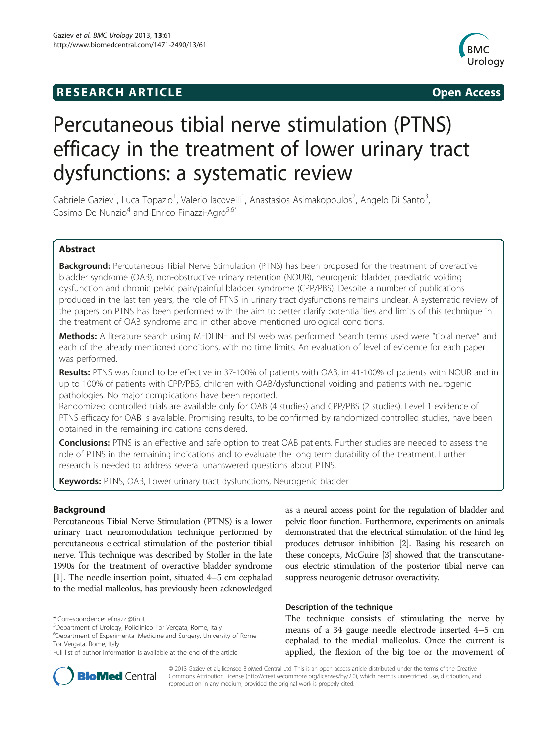**RESEARCH ARTICLE** **Open Access**

# Percutaneous tibial nerve stimulation (PTNS) efficacy in the treatment of lower urinary tract dysfunctions: a systematic review

Gabriele Gaziev[1], Luca Topazio[1], Valerio Iacovelli[1], Anastasios Asimakopoulos[2], Angelo Di Santo[3], Cosimo De Nunzio[4] and Enrico Finazzi-Agrò[5,6*]

## Abstract

**Background:** Percutaneous Tibial Nerve Stimulation (PTNS) has been proposed for the treatment of overactive bladder syndrome (OAB), non-obstructive urinary retention (NOUR), neurogenic bladder, paediatric voiding dysfunction and chronic pelvic pain/painful bladder syndrome (CPP/PBS). Despite a number of publications produced in the last ten years, the role of PTNS in urinary tract dysfunctions remains unclear. A systematic review of the papers on PTNS has been performed with the aim to better clarify potentialities and limits of this technique in the treatment of OAB syndrome and in other above mentioned urological conditions.

**Methods:** A literature search using MEDLINE and ISI web was performed. Search terms used were "tibial nerve" and each of the already mentioned conditions, with no time limits. An evaluation of level of evidence for each paper was performed.

**Results:** PTNS was found to be effective in 37-100% of patients with OAB, in 41-100% of patients with NOUR and in up to 100% of patients with CPP/PBS, children with OAB/dysfunctional voiding and patients with neurogenic pathologies. No major complications have been reported.

Randomized controlled trials are available only for OAB (4 studies) and CPP/PBS (2 studies). Level 1 evidence of PTNS efficacy for OAB is available. Promising results, to be confirmed by randomized controlled studies, have been obtained in the remaining indications considered.

**Conclusions:** PTNS is an effective and safe option to treat OAB patients. Further studies are needed to assess the role of PTNS in the remaining indications and to evaluate the long term durability of the treatment. Further research is needed to address several unanswered questions about PTNS.

**Keywords:** PTNS, OAB, Lower urinary tract dysfunctions, Neurogenic bladder

## Background

Percutaneous Tibial Nerve Stimulation (PTNS) is a lower urinary tract neuromodulation technique performed by percutaneous electrical stimulation of the posterior tibial nerve. This technique was described by Stoller in the late 1990s for the treatment of overactive bladder syndrome [1]. The needle insertion point, situated 4–5 cm cephalad to the medial malleolus, has previously been acknowledged as a neural access point for the regulation of bladder and pelvic floor function. Furthermore, experiments on animals demonstrated that the electrical stimulation of the hind leg produces detrusor inhibition [2]. Basing his research on these concepts, McGuire [3] showed that the transcutaneous electric stimulation of the posterior tibial nerve can suppress neurogenic detrusor overactivity.

### Description of the technique

The technique consists of stimulating the nerve by means of a 34 gauge needle electrode inserted 4–5 cm cephalad to the medial malleolus. Once the current is applied, the flexion of the big toe or the movement of

\* Correspondence: efinazzi@tin.it
[5]Department of Urology, Policlinico Tor Vergata, Rome, Italy
[6]Department of Experimental Medicine and Surgery, University of Rome Tor Vergata, Rome, Italy
Full list of author information is available at the end of the article

© 2013 Gaziev et al.; licensee BioMed Central Ltd. This is an open access article distributed under the terms of the Creative Commons Attribution License (http://creativecommons.org/licenses/by/2.0), which permits unrestricted use, distribution, and reproduction in any medium, provided the original work is properly cited.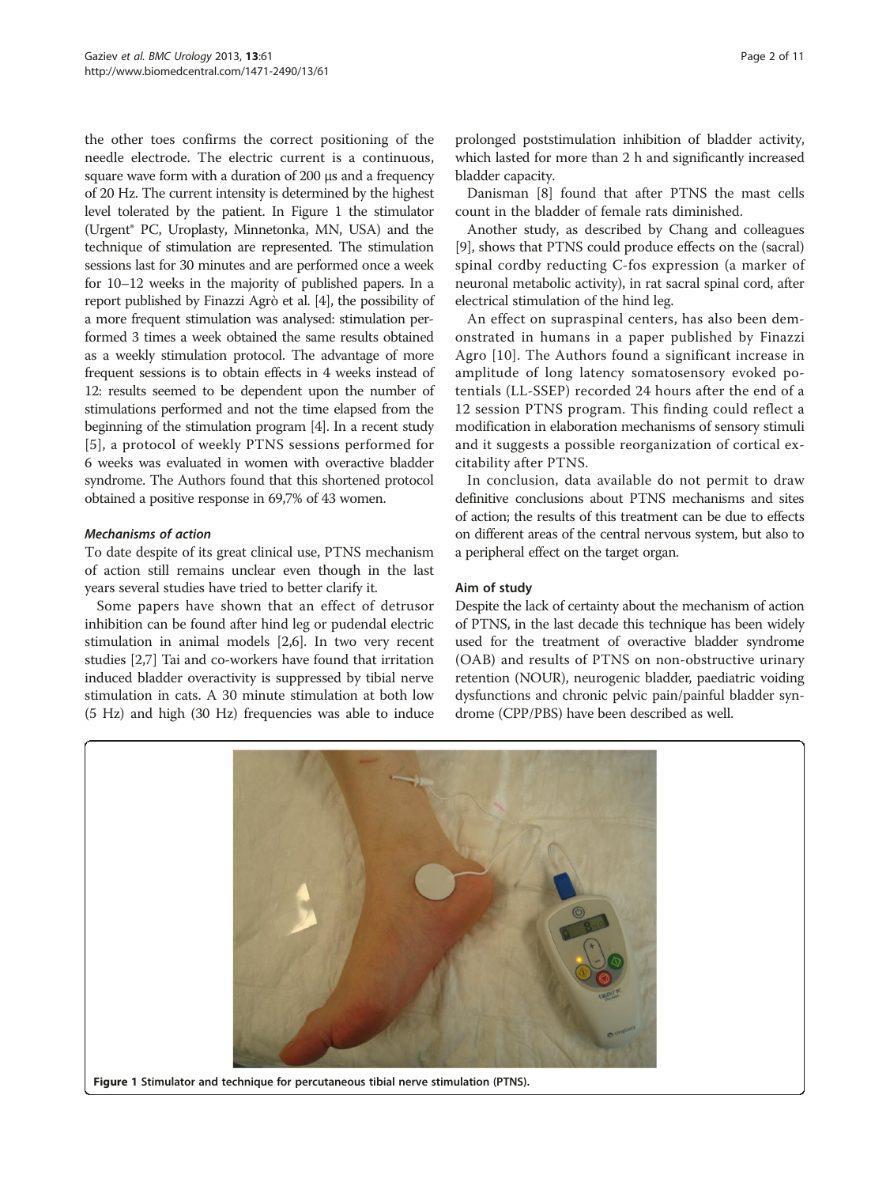the other toes confirms the correct positioning of the needle electrode. The electric current is a continuous, square wave form with a duration of 200 μs and a frequency of 20 Hz. The current intensity is determined by the highest level tolerated by the patient. In Figure 1 the stimulator (Urgent® PC, Uroplasty, Minnetonka, MN, USA) and the technique of stimulation are represented. The stimulation sessions last for 30 minutes and are performed once a week for 10–12 weeks in the majority of published papers. In a report published by Finazzi Agrò et al. [4], the possibility of a more frequent stimulation was analysed: stimulation performed 3 times a week obtained the same results obtained as a weekly stimulation protocol. The advantage of more frequent sessions is to obtain effects in 4 weeks instead of 12: results seemed to be dependent upon the number of stimulations performed and not the time elapsed from the beginning of the stimulation program [4]. In a recent study [5], a protocol of weekly PTNS sessions performed for 6 weeks was evaluated in women with overactive bladder syndrome. The Authors found that this shortened protocol obtained a positive response in 69,7% of 43 women.

### *Mechanisms of action*

To date despite of its great clinical use, PTNS mechanism of action still remains unclear even though in the last years several studies have tried to better clarify it.

Some papers have shown that an effect of detrusor inhibition can be found after hind leg or pudendal electric stimulation in animal models [2,6]. In two very recent studies [2,7] Tai and co-workers have found that irritation induced bladder overactivity is suppressed by tibial nerve stimulation in cats. A 30 minute stimulation at both low (5 Hz) and high (30 Hz) frequencies was able to induce prolonged poststimulation inhibition of bladder activity, which lasted for more than 2 h and significantly increased bladder capacity.

Danisman [8] found that after PTNS the mast cells count in the bladder of female rats diminished.

Another study, as described by Chang and colleagues [9], shows that PTNS could produce effects on the (sacral) spinal cordby reducting C-fos expression (a marker of neuronal metabolic activity), in rat sacral spinal cord, after electrical stimulation of the hind leg.

An effect on supraspinal centers, has also been demonstrated in humans in a paper published by Finazzi Agro [10]. The Authors found a significant increase in amplitude of long latency somatosensory evoked potentials (LL-SSEP) recorded 24 hours after the end of a 12 session PTNS program. This finding could reflect a modification in elaboration mechanisms of sensory stimuli and it suggests a possible reorganization of cortical excitability after PTNS.

In conclusion, data available do not permit to draw definitive conclusions about PTNS mechanisms and sites of action; the results of this treatment can be due to effects on different areas of the central nervous system, but also to a peripheral effect on the target organ.

### Aim of study

Despite the lack of certainty about the mechanism of action of PTNS, in the last decade this technique has been widely used for the treatment of overactive bladder syndrome (OAB) and results of PTNS on non-obstructive urinary retention (NOUR), neurogenic bladder, paediatric voiding dysfunctions and chronic pelvic pain/painful bladder syndrome (CPP/PBS) have been described as well.

**Figure 1** Stimulator and technique for percutaneous tibial nerve stimulation (PTNS).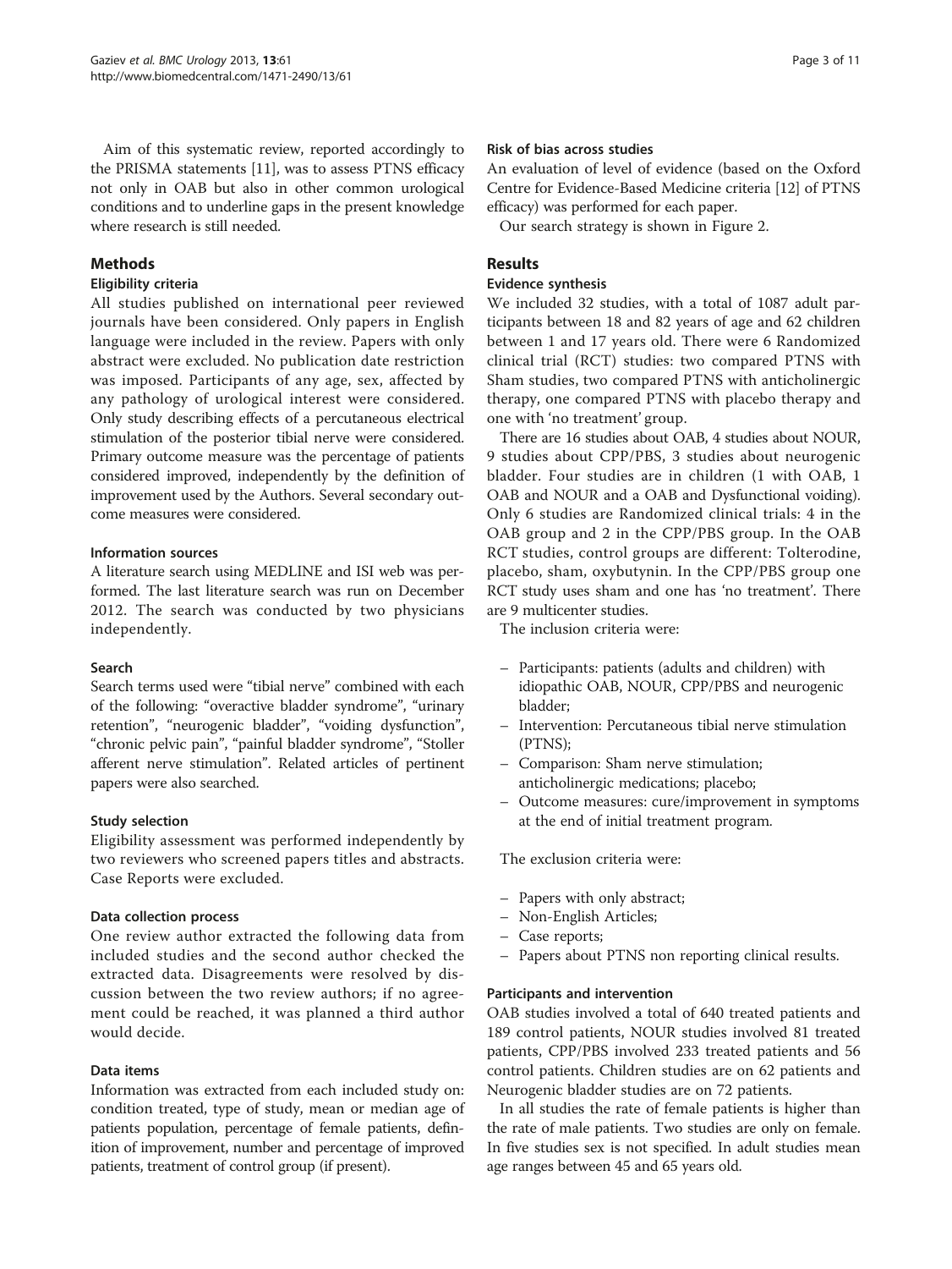Aim of this systematic review, reported accordingly to the PRISMA statements [11], was to assess PTNS efficacy not only in OAB but also in other common urological conditions and to underline gaps in the present knowledge where research is still needed.

## Methods

### Eligibility criteria

All studies published on international peer reviewed journals have been considered. Only papers in English language were included in the review. Papers with only abstract were excluded. No publication date restriction was imposed. Participants of any age, sex, affected by any pathology of urological interest were considered. Only study describing effects of a percutaneous electrical stimulation of the posterior tibial nerve were considered. Primary outcome measure was the percentage of patients considered improved, independently by the definition of improvement used by the Authors. Several secondary outcome measures were considered.

#### Information sources

A literature search using MEDLINE and ISI web was performed. The last literature search was run on December 2012. The search was conducted by two physicians independently.

#### Search

Search terms used were "tibial nerve" combined with each of the following: "overactive bladder syndrome", "urinary retention", "neurogenic bladder", "voiding dysfunction", "chronic pelvic pain", "painful bladder syndrome", "Stoller afferent nerve stimulation". Related articles of pertinent papers were also searched.

#### Study selection

Eligibility assessment was performed independently by two reviewers who screened papers titles and abstracts. Case Reports were excluded.

#### Data collection process

One review author extracted the following data from included studies and the second author checked the extracted data. Disagreements were resolved by discussion between the two review authors; if no agreement could be reached, it was planned a third author would decide.

#### Data items

Information was extracted from each included study on: condition treated, type of study, mean or median age of patients population, percentage of female patients, definition of improvement, number and percentage of improved patients, treatment of control group (if present).

#### Risk of bias across studies

An evaluation of level of evidence (based on the Oxford Centre for Evidence-Based Medicine criteria [12] of PTNS efficacy) was performed for each paper.

Our search strategy is shown in Figure 2.

## Results

### Evidence synthesis

We included 32 studies, with a total of 1087 adult participants between 18 and 82 years of age and 62 children between 1 and 17 years old. There were 6 Randomized clinical trial (RCT) studies: two compared PTNS with Sham studies, two compared PTNS with anticholinergic therapy, one compared PTNS with placebo therapy and one with 'no treatment' group.

There are 16 studies about OAB, 4 studies about NOUR, 9 studies about CPP/PBS, 3 studies about neurogenic bladder. Four studies are in children (1 with OAB, 1 OAB and NOUR and a OAB and Dysfunctional voiding). Only 6 studies are Randomized clinical trials: 4 in the OAB group and 2 in the CPP/PBS group. In the OAB RCT studies, control groups are different: Tolterodine, placebo, sham, oxybutynin. In the CPP/PBS group one RCT study uses sham and one has 'no treatment'. There are 9 multicenter studies.

The inclusion criteria were:

- Participants: patients (adults and children) with idiopathic OAB, NOUR, CPP/PBS and neurogenic bladder;
- Intervention: Percutaneous tibial nerve stimulation (PTNS);
- Comparison: Sham nerve stimulation; anticholinergic medications; placebo;
- Outcome measures: cure/improvement in symptoms at the end of initial treatment program.

The exclusion criteria were:

- Papers with only abstract;
- Non-English Articles;
- Case reports;
- Papers about PTNS non reporting clinical results.

#### Participants and intervention

OAB studies involved a total of 640 treated patients and 189 control patients, NOUR studies involved 81 treated patients, CPP/PBS involved 233 treated patients and 56 control patients. Children studies are on 62 patients and Neurogenic bladder studies are on 72 patients.

In all studies the rate of female patients is higher than the rate of male patients. Two studies are only on female. In five studies sex is not specified. In adult studies mean age ranges between 45 and 65 years old.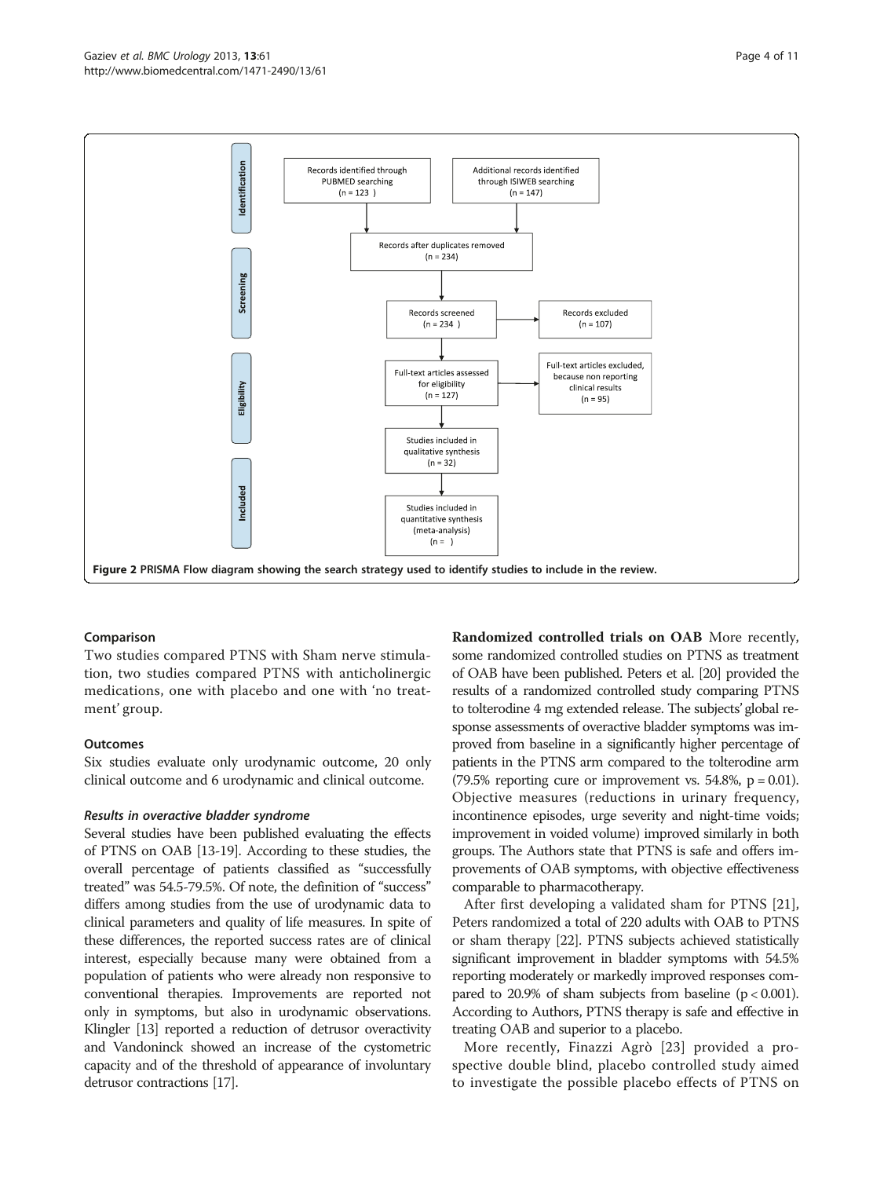Figure 2 PRISMA Flow diagram showing the search strategy used to identify studies to include in the review.

#### Comparison

Two studies compared PTNS with Sham nerve stimulation, two studies compared PTNS with anticholinergic medications, one with placebo and one with 'no treatment' group.

#### Outcomes

Six studies evaluate only urodynamic outcome, 20 only clinical outcome and 6 urodynamic and clinical outcome.

##### *Results in overactive bladder syndrome*

Several studies have been published evaluating the effects of PTNS on OAB [13-19]. According to these studies, the overall percentage of patients classified as "successfully treated" was 54.5-79.5%. Of note, the definition of "success" differs among studies from the use of urodynamic data to clinical parameters and quality of life measures. In spite of these differences, the reported success rates are of clinical interest, especially because many were obtained from a population of patients who were already non responsive to conventional therapies. Improvements are reported not only in symptoms, but also in urodynamic observations. Klingler [13] reported a reduction of detrusor overactivity and Vandoninck showed an increase of the cystometric capacity and of the threshold of appearance of involuntary detrusor contractions [17].

**Randomized controlled trials on OAB** More recently, some randomized controlled studies on PTNS as treatment of OAB have been published. Peters et al. [20] provided the results of a randomized controlled study comparing PTNS to tolterodine 4 mg extended release. The subjects' global response assessments of overactive bladder symptoms was improved from baseline in a significantly higher percentage of patients in the PTNS arm compared to the tolterodine arm (79.5% reporting cure or improvement vs. 54.8%, $p = 0.01$). Objective measures (reductions in urinary frequency, incontinence episodes, urge severity and night-time voids; improvement in voided volume) improved similarly in both groups. The Authors state that PTNS is safe and offers improvements of OAB symptoms, with objective effectiveness comparable to pharmacotherapy.

After first developing a validated sham for PTNS [21], Peters randomized a total of 220 adults with OAB to PTNS or sham therapy [22]. PTNS subjects achieved statistically significant improvement in bladder symptoms with 54.5% reporting moderately or markedly improved responses compared to 20.9% of sham subjects from baseline ($p < 0.001$). According to Authors, PTNS therapy is safe and effective in treating OAB and superior to a placebo.

More recently, Finazzi Agrò [23] provided a prospective double blind, placebo controlled study aimed to investigate the possible placebo effects of PTNS on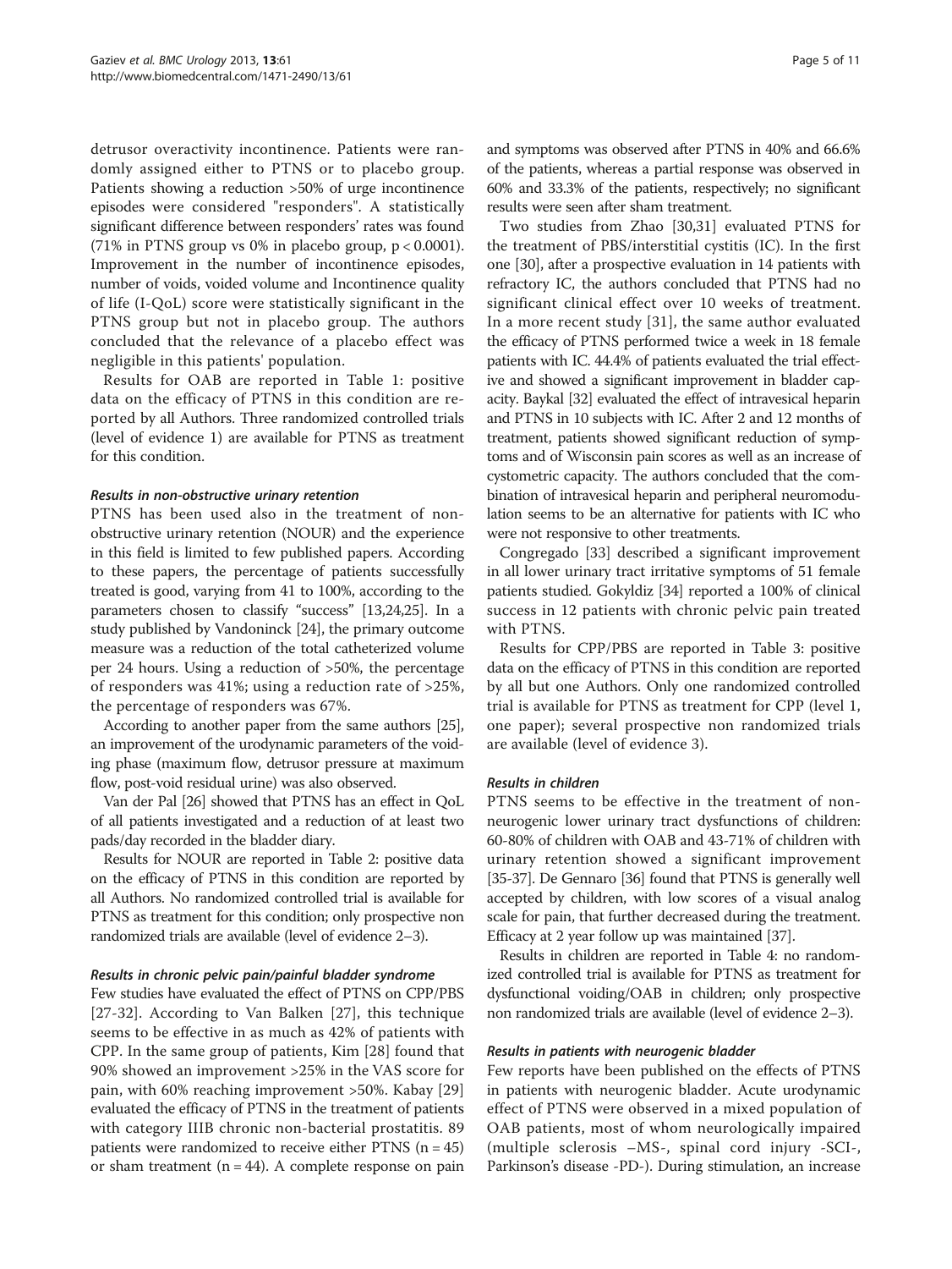detrusor overactivity incontinence. Patients were randomly assigned either to PTNS or to placebo group. Patients showing a reduction >50% of urge incontinence episodes were considered "responders". A statistically significant difference between responders' rates was found (71% in PTNS group vs 0% in placebo group, $p < 0.0001$). Improvement in the number of incontinence episodes, number of voids, voided volume and Incontinence quality of life (I-QoL) score were statistically significant in the PTNS group but not in placebo group. The authors concluded that the relevance of a placebo effect was negligible in this patients' population.

Results for OAB are reported in Table 1: positive data on the efficacy of PTNS in this condition are reported by all Authors. Three randomized controlled trials (level of evidence 1) are available for PTNS as treatment for this condition.

#### *Results in non-obstructive urinary retention*

PTNS has been used also in the treatment of non-obstructive urinary retention (NOUR) and the experience in this field is limited to few published papers. According to these papers, the percentage of patients successfully treated is good, varying from 41 to 100%, according to the parameters chosen to classify "success" [13,24,25]. In a study published by Vandoninck [24], the primary outcome measure was a reduction of the total catheterized volume per 24 hours. Using a reduction of >50%, the percentage of responders was 41%; using a reduction rate of >25%, the percentage of responders was 67%.

According to another paper from the same authors [25], an improvement of the urodynamic parameters of the voiding phase (maximum flow, detrusor pressure at maximum flow, post-void residual urine) was also observed.

Van der Pal [26] showed that PTNS has an effect in QoL of all patients investigated and a reduction of at least two pads/day recorded in the bladder diary.

Results for NOUR are reported in Table 2: positive data on the efficacy of PTNS in this condition are reported by all Authors. No randomized controlled trial is available for PTNS as treatment for this condition; only prospective non randomized trials are available (level of evidence 2–3).

#### *Results in chronic pelvic pain/painful bladder syndrome*

Few studies have evaluated the effect of PTNS on CPP/PBS [27-32]. According to Van Balken [27], this technique seems to be effective in as much as 42% of patients with CPP. In the same group of patients, Kim [28] found that 90% showed an improvement >25% in the VAS score for pain, with 60% reaching improvement >50%. Kabay [29] evaluated the efficacy of PTNS in the treatment of patients with category IIIB chronic non-bacterial prostatitis. 89 patients were randomized to receive either PTNS ($n = 45$) or sham treatment ($n = 44$). A complete response on pain and symptoms was observed after PTNS in 40% and 66.6% of the patients, whereas a partial response was observed in 60% and 33.3% of the patients, respectively; no significant results were seen after sham treatment.

Two studies from Zhao [30,31] evaluated PTNS for the treatment of PBS/interstitial cystitis (IC). In the first one [30], after a prospective evaluation in 14 patients with refractory IC, the authors concluded that PTNS had no significant clinical effect over 10 weeks of treatment. In a more recent study [31], the same author evaluated the efficacy of PTNS performed twice a week in 18 female patients with IC. 44.4% of patients evaluated the trial effective and showed a significant improvement in bladder capacity. Baykal [32] evaluated the effect of intravesical heparin and PTNS in 10 subjects with IC. After 2 and 12 months of treatment, patients showed significant reduction of symptoms and of Wisconsin pain scores as well as an increase of cystometric capacity. The authors concluded that the combination of intravesical heparin and peripheral neuromodulation seems to be an alternative for patients with IC who were not responsive to other treatments.

Congregado [33] described a significant improvement in all lower urinary tract irritative symptoms of 51 female patients studied. Gokyldiz [34] reported a 100% of clinical success in 12 patients with chronic pelvic pain treated with PTNS.

Results for CPP/PBS are reported in Table 3: positive data on the efficacy of PTNS in this condition are reported by all but one Authors. Only one randomized controlled trial is available for PTNS as treatment for CPP (level 1, one paper); several prospective non randomized trials are available (level of evidence 3).

#### *Results in children*

PTNS seems to be effective in the treatment of non-neurogenic lower urinary tract dysfunctions of children: 60-80% of children with OAB and 43-71% of children with urinary retention showed a significant improvement [35-37]. De Gennaro [36] found that PTNS is generally well accepted by children, with low scores of a visual analog scale for pain, that further decreased during the treatment. Efficacy at 2 year follow up was maintained [37].

Results in children are reported in Table 4: no randomized controlled trial is available for PTNS as treatment for dysfunctional voiding/OAB in children; only prospective non randomized trials are available (level of evidence 2–3).

#### *Results in patients with neurogenic bladder*

Few reports have been published on the effects of PTNS in patients with neurogenic bladder. Acute urodynamic effect of PTNS were observed in a mixed population of OAB patients, most of whom neurologically impaired (multiple sclerosis –MS-, spinal cord injury -SCI-, Parkinson's disease -PD-). During stimulation, an increase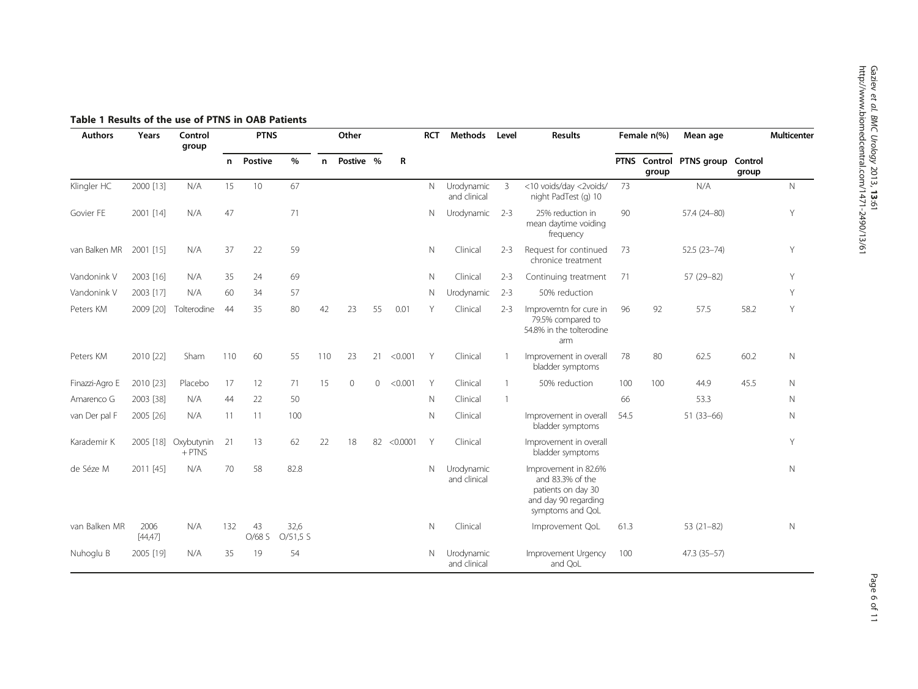**Table 1 Results of the use of PTNS in OAB Patients**

| Authors | Years | Control group | PTNS | | | Other | | | | RCT | Methods | Level | Results | Female n(%) | | Mean age | | Multicenter |
|---|---|---|---|---|---|---|---|---|---|---|---|---|---|---|---|---|---|---|
| | | | n | Postive | % | n | Postive | % | R | | | | | PTNS | Control group | PTNS group | Control group | |
| Klingler HC | 2000 [13] | N/A | 15 | 10 | 67 | | | | | N | Urodynamic and clinical | 3 | <10 voids/day <2voids/ night PadTest (g) 10 | 73 | | N/A | | N |
| Govier FE | 2001 [14] | N/A | 47 | | 71 | | | | | N | Urodynamic | 2-3 | 25% reduction in mean daytime voiding frequency | 90 | | 57.4 (24–80) | | Y |
| van Balken MR | 2001 [15] | N/A | 37 | 22 | 59 | | | | | N | Clinical | 2-3 | Request for continued chronice treatment | 73 | | 52.5 (23–74) | | Y |
| Vandonink V | 2003 [16] | N/A | 35 | 24 | 69 | | | | | N | Clinical | 2-3 | Continuing treatment | 71 | | 57 (29–82) | | Y |
| Vandonink V | 2003 [17] | N/A | 60 | 34 | 57 | | | | | N | Urodynamic | 2-3 | 50% reduction | | | | | Y |
| Peters KM | 2009 [20] | Tolterodine | 44 | 35 | 80 | 42 | 23 | 55 | 0.01 | Y | Clinical | 2-3 | Improvemtn for cure in 79.5% compared to 54.8% in the tolterodine arm | 96 | 92 | 57.5 | 58.2 | Y |
| Peters KM | 2010 [22] | Sham | 110 | 60 | 55 | 110 | 23 | 21 | <0.001 | Y | Clinical | 1 | Improvement in overall bladder symptoms | 78 | 80 | 62.5 | 60.2 | N |
| Finazzi-Agro E | 2010 [23] | Placebo | 17 | 12 | 71 | 15 | 0 | 0 | <0.001 | Y | Clinical | 1 | 50% reduction | 100 | 100 | 44.9 | 45.5 | N |
| Amarenco G | 2003 [38] | N/A | 44 | 22 | 50 | | | | | N | Clinical | 1 | | 66 | | 53.3 | | N |
| van Der pal F | 2005 [26] | N/A | 11 | 11 | 100 | | | | | N | Clinical | | Improvement in overall bladder symptoms | 54.5 | | 51 (33–66) | | N |
| Karademir K | 2005 [18] | Oxybutynin + PTNS | 21 | 13 | 62 | 22 | 18 | 82 | <0.0001 | Y | Clinical | | Improvement in overall bladder symptoms | | | | | Y |
| de Séze M | 2011 [45] | N/A | 70 | 58 | 82.8 | | | | | N | Urodynamic and clinical | | Improvement in 82.6% and 83.3% of the patients on day 30 and day 90 regarding symptoms and QoL | | | | | N |
| van Balken MR | 2006 [44,47] | N/A | 132 | 43 O/68 S | 32,6 O/51,5 S | | | | | N | Clinical | | Improvement QoL | 61.3 | | 53 (21–82) | | N |
| Nuhoglu B | 2005 [19] | N/A | 35 | 19 | 54 | | | | | N | Urodynamic and clinical | | Improvement Urgency and QoL | 100 | | 47.3 (35–57) | | |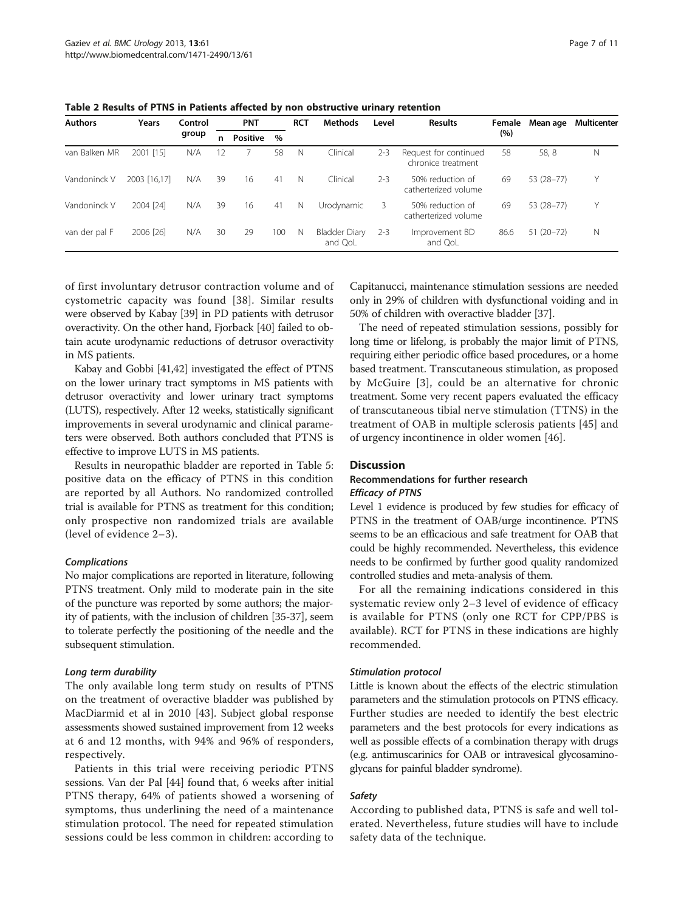**Table 2 Results of PTNS in Patients affected by non obstructive urinary retention**

| Authors | Years | Control group | PNT | | | RCT | Methods | Level | Results | Female (%) | Mean age | Multicenter |
|---|---|---|---|---|---|---|---|---|---|---|---|---|
| | | | n | Positive | % | | | | | | | |
| van Balken MR | 2001 [15] | N/A | 12 | 7 | 58 | N | Clinical | 2-3 | Request for continued chronice treatment | 58 | 58, 8 | N |
| Vandoninck V | 2003 [16,17] | N/A | 39 | 16 | 41 | N | Clinical | 2-3 | 50% reduction of catherterized volume | 69 | 53 (28–77) | Y |
| Vandoninck V | 2004 [24] | N/A | 39 | 16 | 41 | N | Urodynamic | 3 | 50% reduction of catherterized volume | 69 | 53 (28–77) | Y |
| van der pal F | 2006 [26] | N/A | 30 | 29 | 100 | N | Bladder Diary and QoL | 2-3 | Improvement BD and QoL | 86.6 | 51 (20–72) | N |

of first involuntary detrusor contraction volume and of cystometric capacity was found [38]. Similar results were observed by Kabay [39] in PD patients with detrusor overactivity. On the other hand, Fjorback [40] failed to obtain acute urodynamic reductions of detrusor overactivity in MS patients.

Kabay and Gobbi [41,42] investigated the effect of PTNS on the lower urinary tract symptoms in MS patients with detrusor overactivity and lower urinary tract symptoms (LUTS), respectively. After 12 weeks, statistically significant improvements in several urodynamic and clinical parameters were observed. Both authors concluded that PTNS is effective to improve LUTS in MS patients.

Results in neuropathic bladder are reported in Table 5: positive data on the efficacy of PTNS in this condition are reported by all Authors. No randomized controlled trial is available for PTNS as treatment for this condition; only prospective non randomized trials are available (level of evidence 2–3).

#### *Complications*

No major complications are reported in literature, following PTNS treatment. Only mild to moderate pain in the site of the puncture was reported by some authors; the majority of patients, with the inclusion of children [35-37], seem to tolerate perfectly the positioning of the needle and the subsequent stimulation.

#### *Long term durability*

The only available long term study on results of PTNS on the treatment of overactive bladder was published by MacDiarmid et al in 2010 [43]. Subject global response assessments showed sustained improvement from 12 weeks at 6 and 12 months, with 94% and 96% of responders, respectively.

Patients in this trial were receiving periodic PTNS sessions. Van der Pal [44] found that, 6 weeks after initial PTNS therapy, 64% of patients showed a worsening of symptoms, thus underlining the need of a maintenance stimulation protocol. The need for repeated stimulation sessions could be less common in children: according to Capitanucci, maintenance stimulation sessions are needed only in 29% of children with dysfunctional voiding and in 50% of children with overactive bladder [37].

The need of repeated stimulation sessions, possibly for long time or lifelong, is probably the major limit of PTNS, requiring either periodic office based procedures, or a home based treatment. Transcutaneous stimulation, as proposed by McGuire [3], could be an alternative for chronic treatment. Some very recent papers evaluated the efficacy of transcutaneous tibial nerve stimulation (TTNS) in the treatment of OAB in multiple sclerosis patients [45] and of urgency incontinence in older women [46].

## Discussion

### Recommendations for further research

#### *Efficacy of PTNS*

Level 1 evidence is produced by few studies for efficacy of PTNS in the treatment of OAB/urge incontinence. PTNS seems to be an efficacious and safe treatment for OAB that could be highly recommended. Nevertheless, this evidence needs to be confirmed by further good quality randomized controlled studies and meta-analysis of them.

For all the remaining indications considered in this systematic review only 2–3 level of evidence of efficacy is available for PTNS (only one RCT for CPP/PBS is available). RCT for PTNS in these indications are highly recommended.

#### *Stimulation protocol*

Little is known about the effects of the electric stimulation parameters and the stimulation protocols on PTNS efficacy. Further studies are needed to identify the best electric parameters and the best protocols for every indications as well as possible effects of a combination therapy with drugs (e.g. antimuscarinics for OAB or intravesical glycosaminoglycans for painful bladder syndrome).

#### *Safety*

According to published data, PTNS is safe and well tolerated. Nevertheless, future studies will have to include safety data of the technique.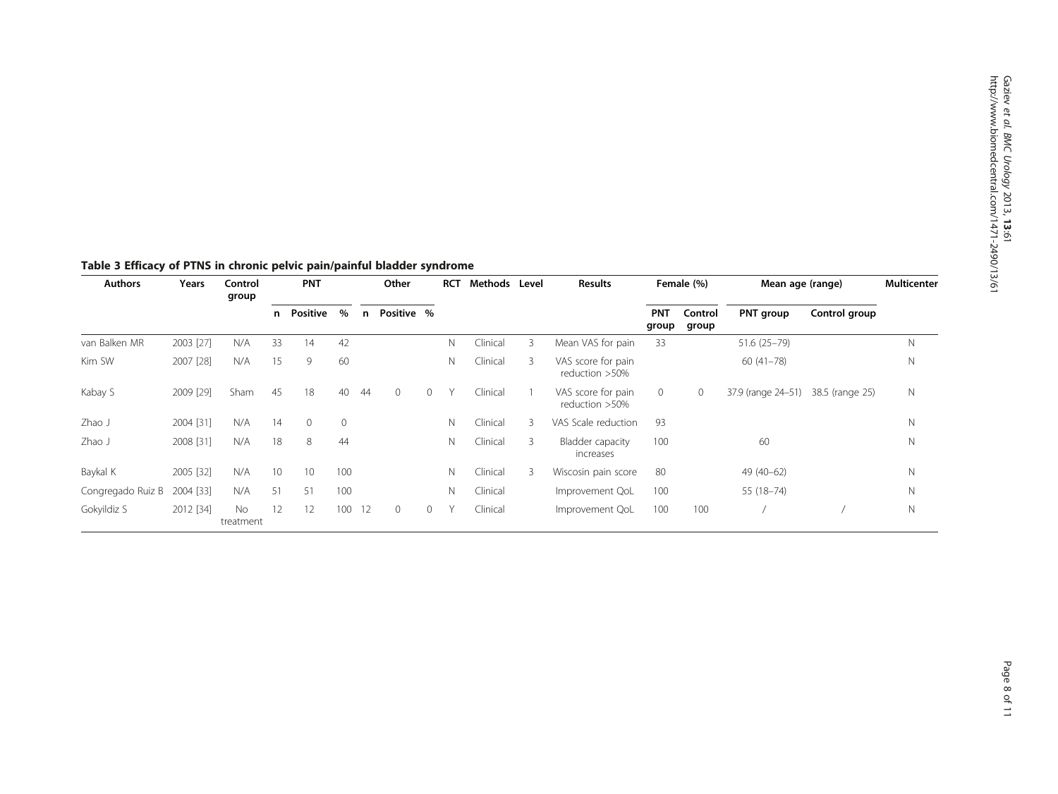**Table 3 Efficacy of PTNS in chronic pelvic pain/painful bladder syndrome**

| Authors | Years | Control group | PNT | | | Other | | | RCT | Methods | Level | Results | Female (%) | | Mean age (range) | | Multicenter |
|---|---|---|---|---|---|---|---|---|---|---|---|---|---|---|---|---|---|
| | | | n | Positive | % | n | Positive | % | | | | | PNT group | Control group | PNT group | Control group | |
| van Balken MR | 2003 [27] | N/A | 33 | 14 | 42 | | | | N | Clinical | 3 | Mean VAS for pain | 33 | | 51.6 (25–79) | | N |
| Kim SW | 2007 [28] | N/A | 15 | 9 | 60 | | | | N | Clinical | 3 | VAS score for pain reduction >50% | | | 60 (41–78) | | N |
| Kabay S | 2009 [29] | Sham | 45 | 18 | 40 | 44 | 0 | 0 | Y | Clinical | 1 | VAS score for pain reduction >50% | 0 | 0 | 37.9 (range 24–51) | 38.5 (range 25) | N |
| Zhao J | 2004 [31] | N/A | 14 | 0 | 0 | | | | N | Clinical | 3 | VAS Scale reduction | 93 | | | | N |
| Zhao J | 2008 [31] | N/A | 18 | 8 | 44 | | | | N | Clinical | 3 | Bladder capacity increases | 100 | | 60 | | N |
| Baykal K | 2005 [32] | N/A | 10 | 10 | 100 | | | | N | Clinical | 3 | Wiscosin pain score | 80 | | 49 (40–62) | | N |
| Congregado Ruiz B | 2004 [33] | N/A | 51 | 51 | 100 | | | | N | Clinical | | Improvement QoL | 100 | | 55 (18–74) | | N |
| Gokyildiz S | 2012 [34] | No treatment | 12 | 12 | 100 | 12 | 0 | 0 | Y | Clinical | | Improvement QoL | 100 | 100 | / | / | N |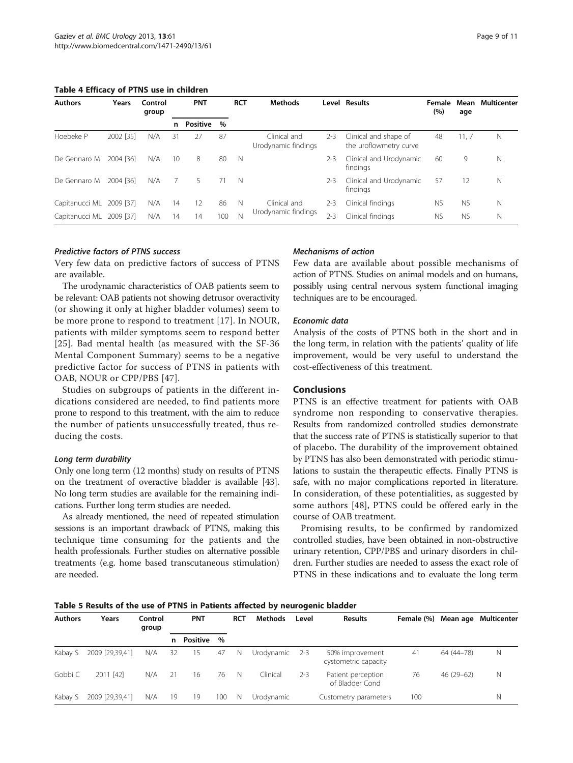**Table 4 Efficacy of PTNS use in children**

| Authors | Years | Control group | PNT | | | RCT | Methods | Level | Results | Female (%) | Mean age | Multicenter |
|---|---|---|---|---|---|---|---|---|---|---|---|---|
| | | | n | Positive | % | | | | | | | |
| Hoebeke P | 2002 [35] | N/A | 31 | 27 | 87 | | Clinical and Urodynamic findings | 2-3 | Clinical and shape of the uroflowmetry curve | 48 | 11, 7 | N |
| De Gennaro M | 2004 [36] | N/A | 10 | 8 | 80 | N | | 2-3 | Clinical and Urodynamic findings | 60 | 9 | N |
| De Gennaro M | 2004 [36] | N/A | 7 | 5 | 71 | N | | 2-3 | Clinical and Urodynamic findings | 57 | 12 | N |
| Capitanucci ML | 2009 [37] | N/A | 14 | 12 | 86 | N | Clinical and Urodynamic findings | 2-3 | Clinical findings | NS | NS | N |
| Capitanucci ML | 2009 [37] | N/A | 14 | 14 | 100 | N | | 2-3 | Clinical findings | NS | NS | N |

#### *Predictive factors of PTNS success*

Very few data on predictive factors of success of PTNS are available.

The urodynamic characteristics of OAB patients seem to be relevant: OAB patients not showing detrusor overactivity (or showing it only at higher bladder volumes) seem to be more prone to respond to treatment [17]. In NOUR, patients with milder symptoms seem to respond better [25]. Bad mental health (as measured with the SF-36 Mental Component Summary) seems to be a negative predictive factor for success of PTNS in patients with OAB, NOUR or CPP/PBS [47].

Studies on subgroups of patients in the different indications considered are needed, to find patients more prone to respond to this treatment, with the aim to reduce the number of patients unsuccessfully treated, thus reducing the costs.

#### *Long term durability*

Only one long term (12 months) study on results of PTNS on the treatment of overactive bladder is available [43]. No long term studies are available for the remaining indications. Further long term studies are needed.

As already mentioned, the need of repeated stimulation sessions is an important drawback of PTNS, making this technique time consuming for the patients and the health professionals. Further studies on alternative possible treatments (e.g. home based transcutaneous stimulation) are needed.

#### *Mechanisms of action*

Few data are available about possible mechanisms of action of PTNS. Studies on animal models and on humans, possibly using central nervous system functional imaging techniques are to be encouraged.

#### *Economic data*

Analysis of the costs of PTNS both in the short and in the long term, in relation with the patients' quality of life improvement, would be very useful to understand the cost-effectiveness of this treatment.

## Conclusions

PTNS is an effective treatment for patients with OAB syndrome non responding to conservative therapies. Results from randomized controlled studies demonstrate that the success rate of PTNS is statistically superior to that of placebo. The durability of the improvement obtained by PTNS has also been demonstrated with periodic stimulations to sustain the therapeutic effects. Finally PTNS is safe, with no major complications reported in literature. In consideration, of these potentialities, as suggested by some authors [48], PTNS could be offered early in the course of OAB treatment.

Promising results, to be confirmed by randomized controlled studies, have been obtained in non-obstructive urinary retention, CPP/PBS and urinary disorders in children. Further studies are needed to assess the exact role of PTNS in these indications and to evaluate the long term

**Table 5 Results of the use of PTNS in Patients affected by neurogenic bladder**

| Authors | Years | Control group | PNT | | | RCT | Methods | Level | Results | Female (%) | Mean age | Multicenter |
|---|---|---|---|---|---|---|---|---|---|---|---|---|
| | | | n | Positive | % | | | | | | | |
| Kabay S | 2009 [29,39,41] | N/A | 32 | 15 | 47 | N | Urodynamic | 2-3 | 50% improvement cystometric capacity | 41 | 64 (44–78) | N |
| Gobbi C | 2011 [42] | N/A | 21 | 16 | 76 | N | Clinical | 2-3 | Patient perception of Bladder Cond | 76 | 46 (29–62) | N |
| Kabay S | 2009 [29,39,41] | N/A | 19 | 19 | 100 | N | Urodynamic | | Custometry parameters | 100 | | N |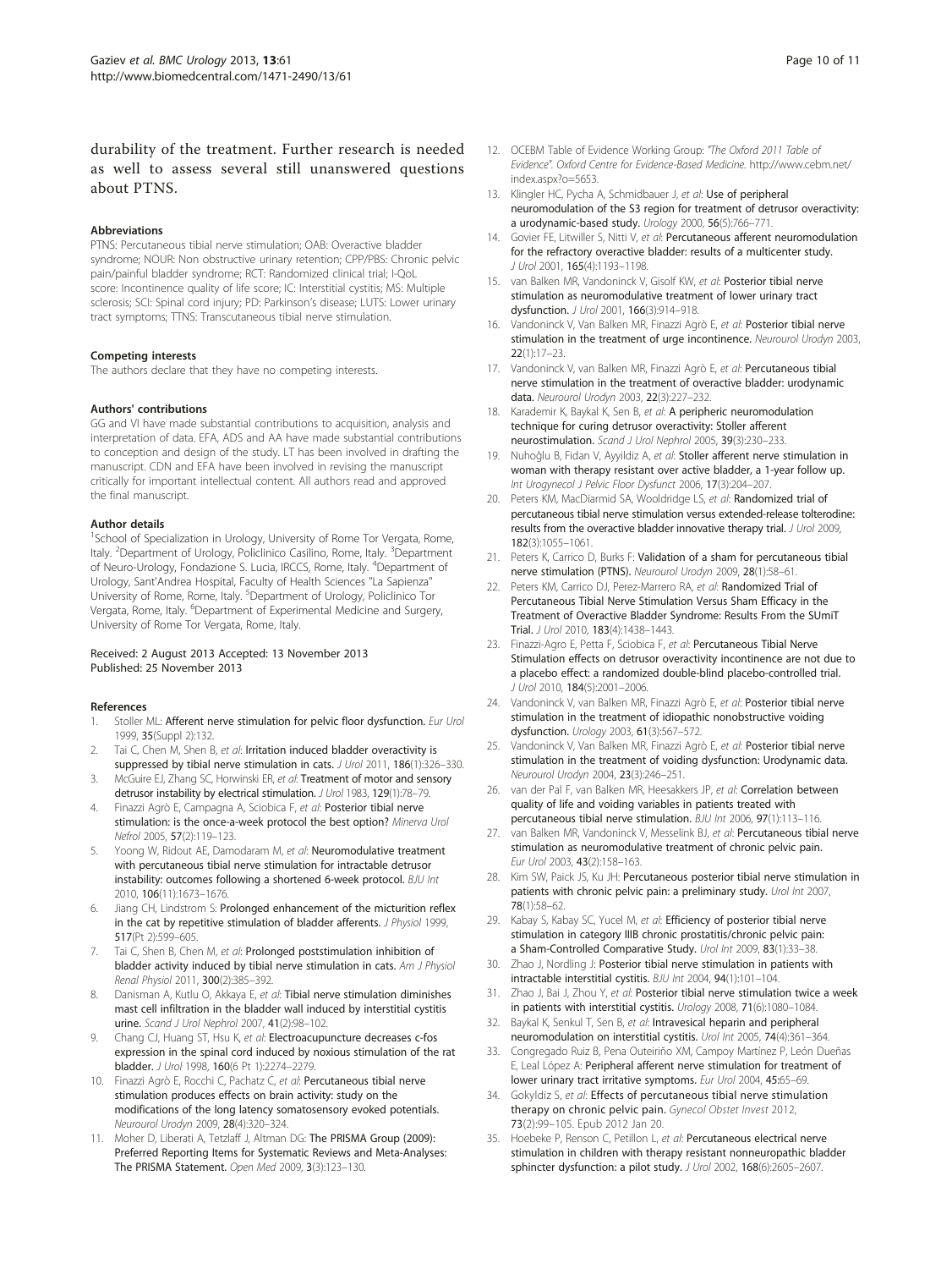durability of the treatment. Further research is needed as well to assess several still unanswered questions about PTNS.

#### Abbreviations

PTNS: Percutaneous tibial nerve stimulation; OAB: Overactive bladder syndrome; NOUR: Non obstructive urinary retention; CPP/PBS: Chronic pelvic pain/painful bladder syndrome; RCT: Randomized clinical trial; I-QoL score: Incontinence quality of life score; IC: Interstitial cystitis; MS: Multiple sclerosis; SCI: Spinal cord injury; PD: Parkinson's disease; LUTS: Lower urinary tract symptoms; TTNS: Transcutaneous tibial nerve stimulation.

#### Competing interests

The authors declare that they have no competing interests.

#### Authors' contributions

GG and VI have made substantial contributions to acquisition, analysis and interpretation of data. EFA, ADS and AA have made substantial contributions to conception and design of the study. LT has been involved in drafting the manuscript. CDN and EFA have been involved in revising the manuscript critically for important intellectual content. All authors read and approved the final manuscript.

#### Author details

[1]School of Specialization in Urology, University of Rome Tor Vergata, Rome, Italy. [2]Department of Urology, Policlinico Casilino, Rome, Italy. [3]Department of Neuro-Urology, Fondazione S. Lucia, IRCCS, Rome, Italy. [4]Department of Urology, Sant'Andrea Hospital, Faculty of Health Sciences "La Sapienza" University of Rome, Rome, Italy. [5]Department of Urology, Policlinico Tor Vergata, Rome, Italy. [6]Department of Experimental Medicine and Surgery, University of Rome Tor Vergata, Rome, Italy.

Received: 2 August 2013 Accepted: 13 November 2013
Published: 25 November 2013

#### References

1. Stoller ML: **Afferent nerve stimulation for pelvic floor dysfunction.** *Eur Urol* 1999, **35**(Suppl 2):132.
2. Tai C, Chen M, Shen B, *et al*: **Irritation induced bladder overactivity is suppressed by tibial nerve stimulation in cats.** *J Urol* 2011, **186**(1):326–330.
3. McGuire EJ, Zhang SC, Horwinski ER, *et al*: **Treatment of motor and sensory detrusor instability by electrical stimulation.** *J Urol* 1983, **129**(1):78–79.
4. Finazzi Agrò E, Campagna A, Sciobica F, *et al*: **Posterior tibial nerve stimulation: is the once-a-week protocol the best option?** *Minerva Urol Nefrol* 2005, **57**(2):119–123.
5. Yoong W, Ridout AE, Damodaram M, *et al*: **Neuromodulative treatment with percutaneous tibial nerve stimulation for intractable detrusor instability: outcomes following a shortened 6-week protocol.** *BJU Int* 2010, **106**(11):1673–1676.
6. Jiang CH, Lindstrom S: **Prolonged enhancement of the micturition reflex in the cat by repetitive stimulation of bladder afferents.** *J Physiol* 1999, **517**(Pt 2):599–605.
7. Tai C, Shen B, Chen M, *et al*: **Prolonged poststimulation inhibition of bladder activity induced by tibial nerve stimulation in cats.** *Am J Physiol Renal Physiol* 2011, **300**(2):385–392.
8. Danisman A, Kutlu O, Akkaya E, *et al*: **Tibial nerve stimulation diminishes mast cell infiltration in the bladder wall induced by interstitial cystitis urine.** *Scand J Urol Nephrol* 2007, **41**(2):98–102.
9. Chang CJ, Huang ST, Hsu K, *et al*: **Electroacupuncture decreases c-fos expression in the spinal cord induced by noxious stimulation of the rat bladder.** *J Urol* 1998, **160**(6 Pt 1):2274–2279.
10. Finazzi Agrò E, Rocchi C, Pachatz C, *et al*: **Percutaneous tibial nerve stimulation produces effects on brain activity: study on the modifications of the long latency somatosensory evoked potentials.** *Neurourol Urodyn* 2009, **28**(4):320–324.
11. Moher D, Liberati A, Tetzlaff J, Altman DG: **The PRISMA Group (2009): Preferred Reporting Items for Systematic Reviews and Meta-Analyses: The PRISMA Statement.** *Open Med* 2009, **3**(3):123–130.
12. OCEBM Table of Evidence Working Group: *"The Oxford 2011 Table of Evidence". Oxford Centre for Evidence-Based Medicine.* http://www.cebm.net/index.aspx?o=5653.
13. Klingler HC, Pycha A, Schmidbauer J, *et al*: **Use of peripheral neuromodulation of the S3 region for treatment of detrusor overactivity: a urodynamic-based study.** *Urology* 2000, **56**(5):766–771.
14. Govier FE, Litwiller S, Nitti V, *et al*: **Percutaneous afferent neuromodulation for the refractory overactive bladder: results of a multicenter study.** *J Urol* 2001, **165**(4):1193–1198.
15. van Balken MR, Vandoninck V, Gisolf KW, *et al*: **Posterior tibial nerve stimulation as neuromodulative treatment of lower urinary tract dysfunction.** *J Urol* 2001, **166**(3):914–918.
16. Vandoninck V, Van Balken MR, Finazzi Agrò E, *et al*: **Posterior tibial nerve stimulation in the treatment of urge incontinence.** *Neurourol Urodyn* 2003, **22**(1):17–23.
17. Vandoninck V, van Balken MR, Finazzi Agrò E, *et al*: **Percutaneous tibial nerve stimulation in the treatment of overactive bladder: urodynamic data.** *Neurourol Urodyn* 2003, **22**(3):227–232.
18. Karademir K, Baykal K, Sen B, *et al*: **A peripheric neuromodulation technique for curing detrusor overactivity: Stoller afferent neurostimulation.** *Scand J Urol Nephrol* 2005, **39**(3):230–233.
19. Nuhoğlu B, Fidan V, Ayyildiz A, *et al*: **Stoller afferent nerve stimulation in woman with therapy resistant over active bladder, a 1-year follow up.** *Int Urogynecol J Pelvic Floor Dysfunct* 2006, **17**(3):204–207.
20. Peters KM, MacDiarmid SA, Wooldridge LS, *et al*: **Randomized trial of percutaneous tibial nerve stimulation versus extended-release tolterodine: results from the overactive bladder innovative therapy trial.** *J Urol* 2009, **182**(3):1055–1061.
21. Peters K, Carrico D, Burks F: **Validation of a sham for percutaneous tibial nerve stimulation (PTNS).** *Neurourol Urodyn* 2009, **28**(1):58–61.
22. Peters KM, Carrico DJ, Perez-Marrero RA, *et al*: **Randomized Trial of Percutaneous Tibial Nerve Stimulation Versus Sham Efficacy in the Treatment of Overactive Bladder Syndrome: Results From the SUmiT Trial.** *J Urol* 2010, **183**(4):1438–1443.
23. Finazzi-Agro E, Petta F, Sciobica F, *et al*: **Percutaneous Tibial Nerve Stimulation effects on detrusor overactivity incontinence are not due to a placebo effect: a randomized double-blind placebo-controlled trial.** *J Urol* 2010, **184**(5):2001–2006.
24. Vandoninck V, van Balken MR, Finazzi Agrò E, *et al*: **Posterior tibial nerve stimulation in the treatment of idiopathic nonobstructive voiding dysfunction.** *Urology* 2003, **61**(3):567–572.
25. Vandoninck V, Van Balken MR, Finazzi Agrò E, *et al*: **Posterior tibial nerve stimulation in the treatment of voiding dysfunction: Urodynamic data.** *Neurourol Urodyn* 2004, **23**(3):246–251.
26. van der Pal F, van Balken MR, Heesakkers JP, *et al*: **Correlation between quality of life and voiding variables in patients treated with percutaneous tibial nerve stimulation.** *BJU Int* 2006, **97**(1):113–116.
27. van Balken MR, Vandoninck V, Messelink BJ, *et al*: **Percutaneous tibial nerve stimulation as neuromodulative treatment of chronic pelvic pain.** *Eur Urol* 2003, **43**(2):158–163.
28. Kim SW, Paick JS, Ku JH: **Percutaneous posterior tibial nerve stimulation in patients with chronic pelvic pain: a preliminary study.** *Urol Int* 2007, **78**(1):58–62.
29. Kabay S, Kabay SC, Yucel M, *et al*: **Efficiency of posterior tibial nerve stimulation in category IIIB chronic prostatitis/chronic pelvic pain: a Sham-Controlled Comparative Study.** *Urol Int* 2009, **83**(1):33–38.
30. Zhao J, Nordling J: **Posterior tibial nerve stimulation in patients with intractable interstitial cystitis.** *BJU Int* 2004, **94**(1):101–104.
31. Zhao J, Bai J, Zhou Y, *et al*: **Posterior tibial nerve stimulation twice a week in patients with interstitial cystitis.** *Urology* 2008, **71**(6):1080–1084.
32. Baykal K, Senkul T, Sen B, *et al*: **Intravesical heparin and peripheral neuromodulation on interstitial cystitis.** *Urol Int* 2005, **74**(4):361–364.
33. Congregado Ruiz B, Pena Outeiriño XM, Campoy Martínez P, León Dueñas E, Leal López A: **Peripheral afferent nerve stimulation for treatment of lower urinary tract irritative symptoms.** *Eur Urol* 2004, **45**:65–69.
34. Gokyldiz S, *et al*: **Effects of percutaneous tibial nerve stimulation therapy on chronic pelvic pain.** *Gynecol Obstet Invest* 2012, **73**(2):99–105. Epub 2012 Jan 20.
35. Hoebeke P, Renson C, Petillon L, *et al*: **Percutaneous electrical nerve stimulation in children with therapy resistant nonneuropathic bladder sphincter dysfunction: a pilot study.** *J Urol* 2002, **168**(6):2605–2607.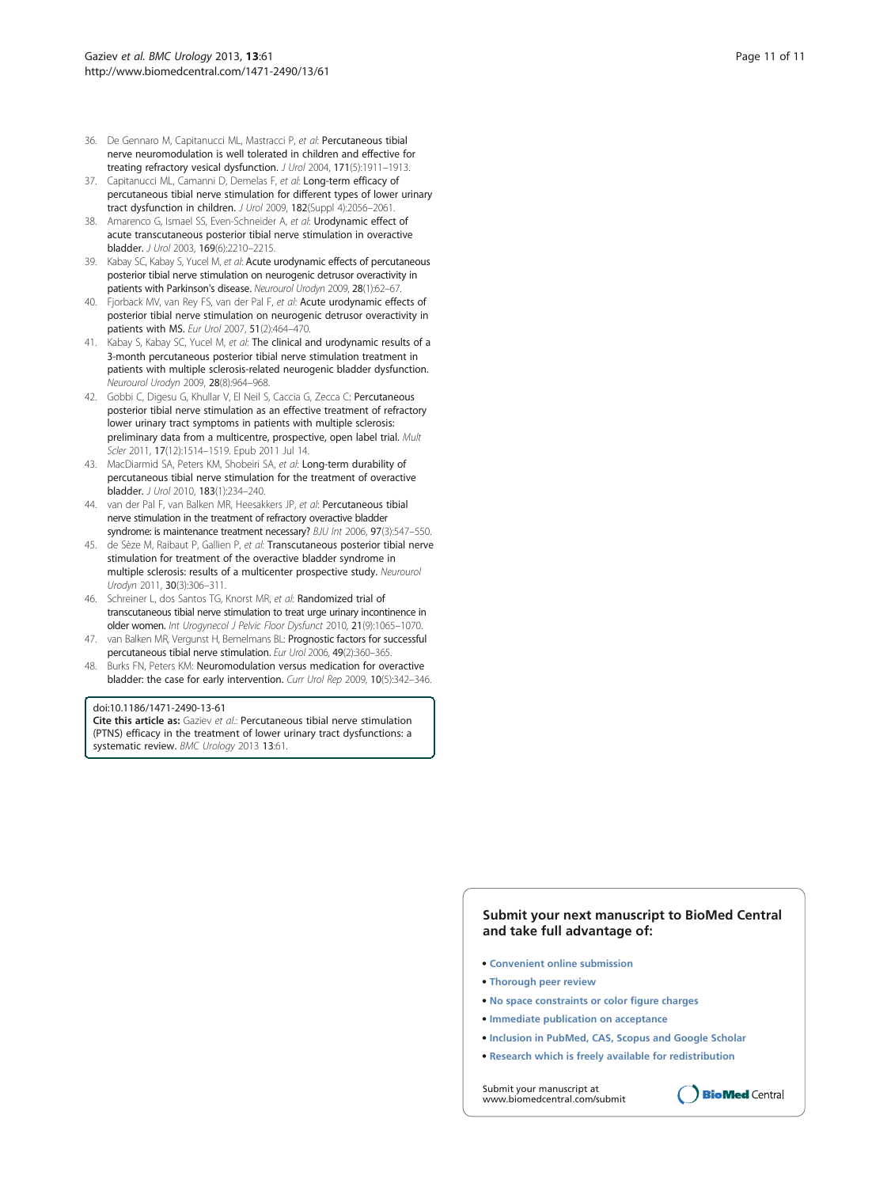36. De Gennaro M, Capitanucci ML, Mastracci P, *et al*: **Percutaneous tibial nerve neuromodulation is well tolerated in children and effective for treating refractory vesical dysfunction.** *J Urol* 2004, **171**(5):1911–1913.
37. Capitanucci ML, Camanni D, Demelas F, *et al*: **Long-term efficacy of percutaneous tibial nerve stimulation for different types of lower urinary tract dysfunction in children.** *J Urol* 2009, **182**(Suppl 4):2056–2061.
38. Amarenco G, Ismael SS, Even-Schneider A, *et al*: **Urodynamic effect of acute transcutaneous posterior tibial nerve stimulation in overactive bladder.** *J Urol* 2003, **169**(6):2210–2215.
39. Kabay SC, Kabay S, Yucel M, *et al*: **Acute urodynamic effects of percutaneous posterior tibial nerve stimulation on neurogenic detrusor overactivity in patients with Parkinson's disease.** *Neurourol Urodyn* 2009, **28**(1):62–67.
40. Fjorback MV, van Rey FS, van der Pal F, *et al*: **Acute urodynamic effects of posterior tibial nerve stimulation on neurogenic detrusor overactivity in patients with MS.** *Eur Urol* 2007, **51**(2):464–470.
41. Kabay S, Kabay SC, Yucel M, *et al*: **The clinical and urodynamic results of a 3-month percutaneous posterior tibial nerve stimulation treatment in patients with multiple sclerosis-related neurogenic bladder dysfunction.** *Neurourol Urodyn* 2009, **28**(8):964–968.
42. Gobbi C, Digesu G, Khullar V, El Neil S, Caccia G, Zecca C: **Percutaneous posterior tibial nerve stimulation as an effective treatment of refractory lower urinary tract symptoms in patients with multiple sclerosis: preliminary data from a multicentre, prospective, open label trial.** *Mult Scler* 2011, **17**(12):1514–1519. Epub 2011 Jul 14.
43. MacDiarmid SA, Peters KM, Shobeiri SA, *et al*: **Long-term durability of percutaneous tibial nerve stimulation for the treatment of overactive bladder.** *J Urol* 2010, **183**(1):234–240.
44. van der Pal F, van Balken MR, Heesakkers JP, *et al*: **Percutaneous tibial nerve stimulation in the treatment of refractory overactive bladder syndrome: is maintenance treatment necessary?** *BJU Int* 2006, **97**(3):547–550.
45. de Sèze M, Raibaut P, Gallien P, *et al*: **Transcutaneous posterior tibial nerve stimulation for treatment of the overactive bladder syndrome in multiple sclerosis: results of a multicenter prospective study.** *Neurourol Urodyn* 2011, **30**(3):306–311.
46. Schreiner L, dos Santos TG, Knorst MR, *et al*: **Randomized trial of transcutaneous tibial nerve stimulation to treat urge urinary incontinence in older women.** *Int Urogynecol J Pelvic Floor Dysfunct* 2010, **21**(9):1065–1070.
47. van Balken MR, Vergunst H, Bemelmans BL: **Prognostic factors for successful percutaneous tibial nerve stimulation.** *Eur Urol* 2006, **49**(2):360–365.
48. Burks FN, Peters KM: **Neuromodulation versus medication for overactive bladder: the case for early intervention.** *Curr Urol Rep* 2009, **10**(5):342–346.

doi:10.1186/1471-2490-13-61
**Cite this article as:** Gaziev *et al.*: Percutaneous tibial nerve stimulation (PTNS) efficacy in the treatment of lower urinary tract dysfunctions: a systematic review. *BMC Urology* 2013 **13**:61.

**Submit your next manuscript to BioMed Central and take full advantage of:**

- **Convenient online submission**
- **Thorough peer review**
- **No space constraints or color figure charges**
- **Immediate publication on acceptance**
- **Inclusion in PubMed, CAS, Scopus and Google Scholar**
- **Research which is freely available for redistribution**

Submit your manuscript at
www.biomedcentral.com/submit